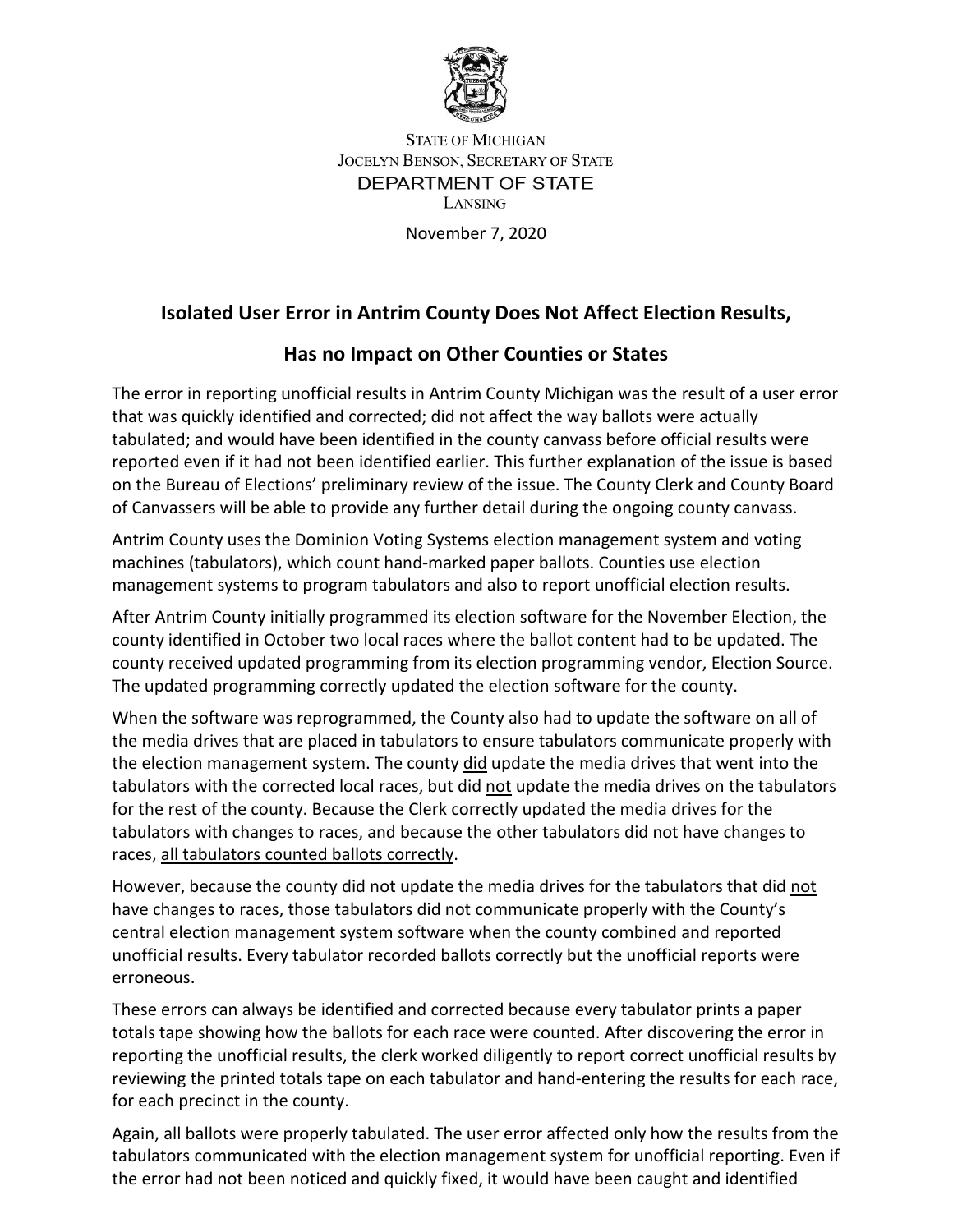STATE OF MICHIGAN
JOCELYN BENSON, SECRETARY OF STATE
DEPARTMENT OF STATE
LANSING

November 7, 2020

## Isolated User Error in Antrim County Does Not Affect Election Results, Has no Impact on Other Counties or States

The error in reporting unofficial results in Antrim County Michigan was the result of a user error that was quickly identified and corrected; did not affect the way ballots were actually tabulated; and would have been identified in the county canvass before official results were reported even if it had not been identified earlier. This further explanation of the issue is based on the Bureau of Elections' preliminary review of the issue. The County Clerk and County Board of Canvassers will be able to provide any further detail during the ongoing county canvass.

Antrim County uses the Dominion Voting Systems election management system and voting machines (tabulators), which count hand-marked paper ballots. Counties use election management systems to program tabulators and also to report unofficial election results.

After Antrim County initially programmed its election software for the November Election, the county identified in October two local races where the ballot content had to be updated. The county received updated programming from its election programming vendor, Election Source. The updated programming correctly updated the election software for the county.

When the software was reprogrammed, the County also had to update the software on all of the media drives that are placed in tabulators to ensure tabulators communicate properly with the election management system. The county did update the media drives that went into the tabulators with the corrected local races, but did not update the media drives on the tabulators for the rest of the county. Because the Clerk correctly updated the media drives for the tabulators with changes to races, and because the other tabulators did not have changes to races, all tabulators counted ballots correctly.

However, because the county did not update the media drives for the tabulators that did not have changes to races, those tabulators did not communicate properly with the County's central election management system software when the county combined and reported unofficial results. Every tabulator recorded ballots correctly but the unofficial reports were erroneous.

These errors can always be identified and corrected because every tabulator prints a paper totals tape showing how the ballots for each race were counted. After discovering the error in reporting the unofficial results, the clerk worked diligently to report correct unofficial results by reviewing the printed totals tape on each tabulator and hand-entering the results for each race, for each precinct in the county.

Again, all ballots were properly tabulated. The user error affected only how the results from the tabulators communicated with the election management system for unofficial reporting. Even if the error had not been noticed and quickly fixed, it would have been caught and identified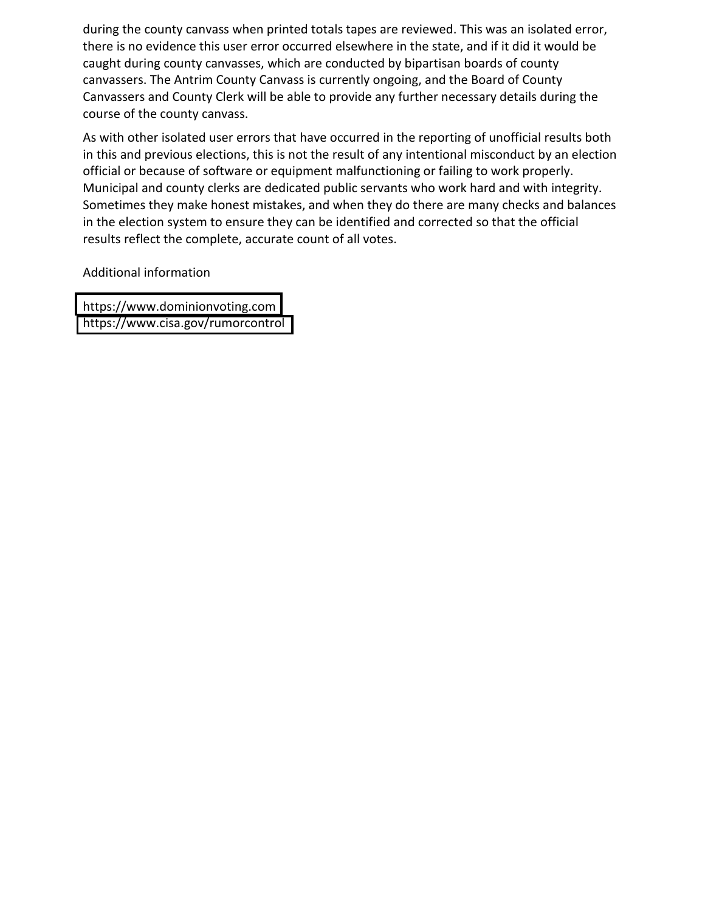during the county canvass when printed totals tapes are reviewed. This was an isolated error, there is no evidence this user error occurred elsewhere in the state, and if it did it would be caught during county canvasses, which are conducted by bipartisan boards of county canvassers. The Antrim County Canvass is currently ongoing, and the Board of County Canvassers and County Clerk will be able to provide any further necessary details during the course of the county canvass.

As with other isolated user errors that have occurred in the reporting of unofficial results both in this and previous elections, this is not the result of any intentional misconduct by an election official or because of software or equipment malfunctioning or failing to work properly. Municipal and county clerks are dedicated public servants who work hard and with integrity. Sometimes they make honest mistakes, and when they do there are many checks and balances in the election system to ensure they can be identified and corrected so that the official results reflect the complete, accurate count of all votes.

Additional information

https://www.dominionvoting.com
https://www.cisa.gov/rumorcontrol